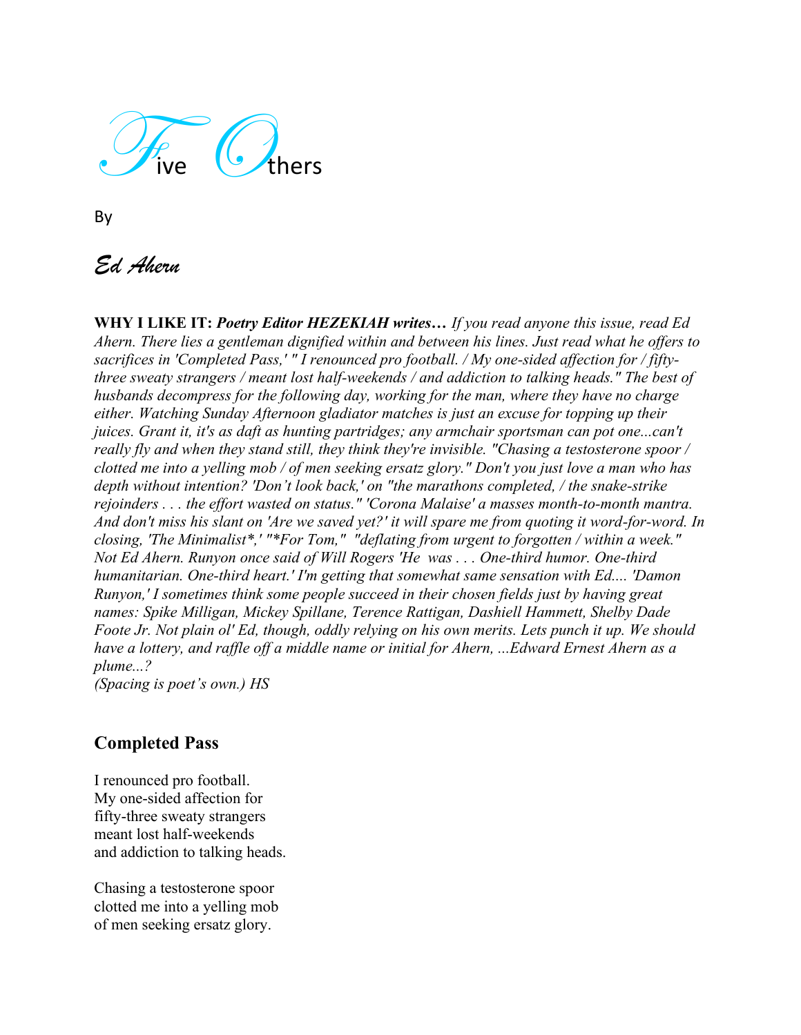# Five Others

By

*Ed Ahern*

**WHY I LIKE IT:** ***Poetry Editor HEZEKIAH writes…*** *If you read anyone this issue, read Ed Ahern. There lies a gentleman dignified within and between his lines. Just read what he offers to sacrifices in 'Completed Pass,' " I renounced pro football. / My one-sided affection for / fifty-three sweaty strangers / meant lost half-weekends / and addiction to talking heads." The best of husbands decompress for the following day, working for the man, where they have no charge either. Watching Sunday Afternoon gladiator matches is just an excuse for topping up their juices. Grant it, it's as daft as hunting partridges; any armchair sportsman can pot one...can't really fly and when they stand still, they think they're invisible. "Chasing a testosterone spoor / clotted me into a yelling mob / of men seeking ersatz glory." Don't you just love a man who has depth without intention? 'Don't look back,' on "the marathons completed, / the snake-strike rejoinders . . . the effort wasted on status." 'Corona Malaise' a masses month-to-month mantra. And don't miss his slant on 'Are we saved yet?' it will spare me from quoting it word-for-word. In closing, 'The Minimalist*,' "*For Tom," "deflating from urgent to forgotten / within a week." Not Ed Ahern. Runyon once said of Will Rogers 'He was . . . One-third humor. One-third humanitarian. One-third heart.' I'm getting that somewhat same sensation with Ed.... 'Damon Runyon,' I sometimes think some people succeed in their chosen fields just by having great names: Spike Milligan, Mickey Spillane, Terence Rattigan, Dashiell Hammett, Shelby Dade Foote Jr. Not plain ol' Ed, though, oddly relying on his own merits. Lets punch it up. We should have a lottery, and raffle off a middle name or initial for Ahern, ...Edward Ernest Ahern as a plume...?*
*(Spacing is poet's own.) HS*

### Completed Pass

I renounced pro football.
My one-sided affection for
fifty-three sweaty strangers
meant lost half-weekends
and addiction to talking heads.

Chasing a testosterone spoor
clotted me into a yelling mob
of men seeking ersatz glory.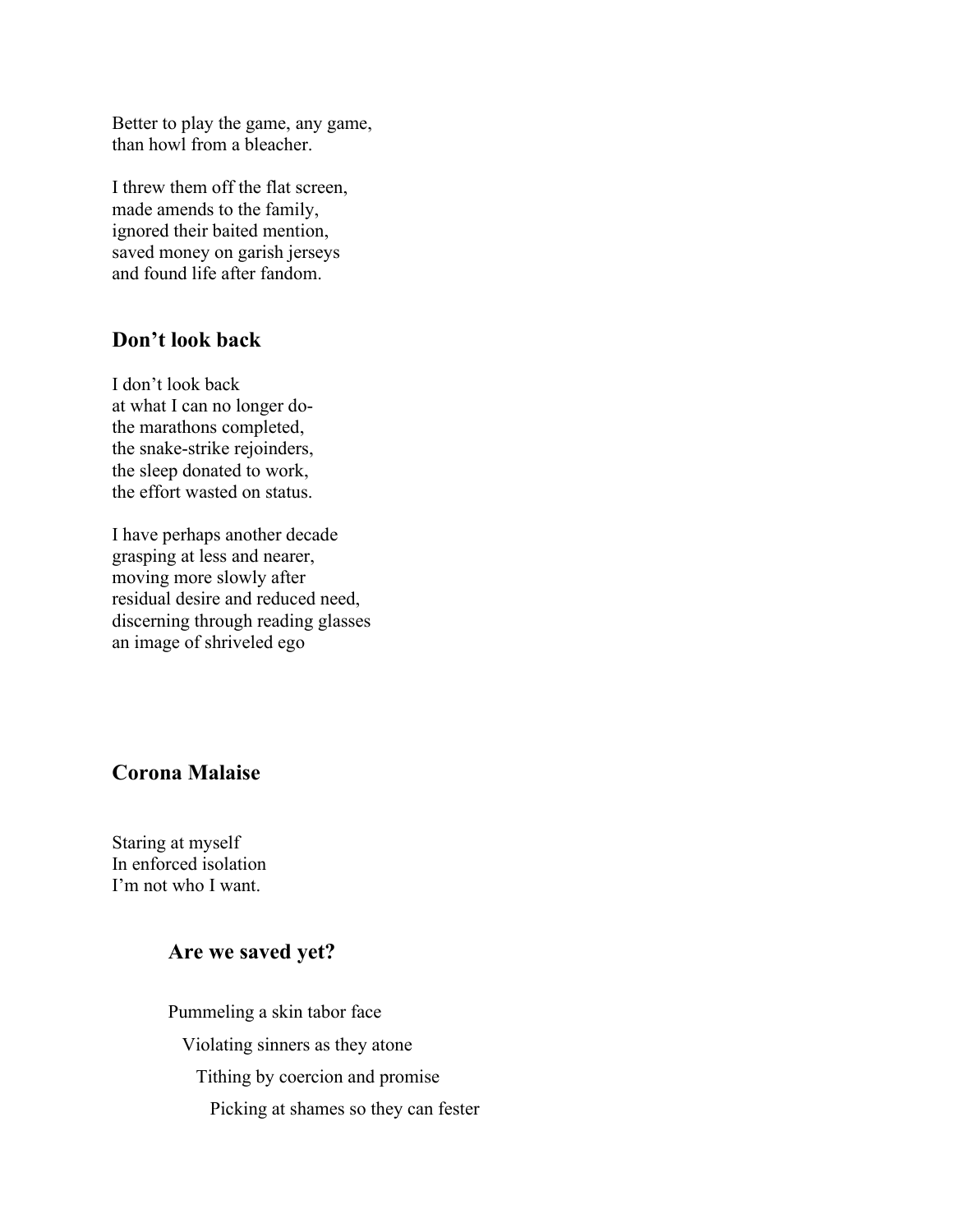Better to play the game, any game,  
than howl from a bleacher.

I threw them off the flat screen,  
made amends to the family,  
ignored their baited mention,  
saved money on garish jerseys  
and found life after fandom.

## Don't look back

I don't look back  
at what I can no longer do-  
the marathons completed,  
the snake-strike rejoinders,  
the sleep donated to work,  
the effort wasted on status.

I have perhaps another decade  
grasping at less and nearer,  
moving more slowly after  
residual desire and reduced need,  
discerning through reading glasses  
an image of shriveled ego

## Corona Malaise

Staring at myself  
In enforced isolation  
I'm not who I want.

## Are we saved yet?

Pummeling a skin tabor face  
Violating sinners as they atone  
Tithing by coercion and promise  
Picking at shames so they can fester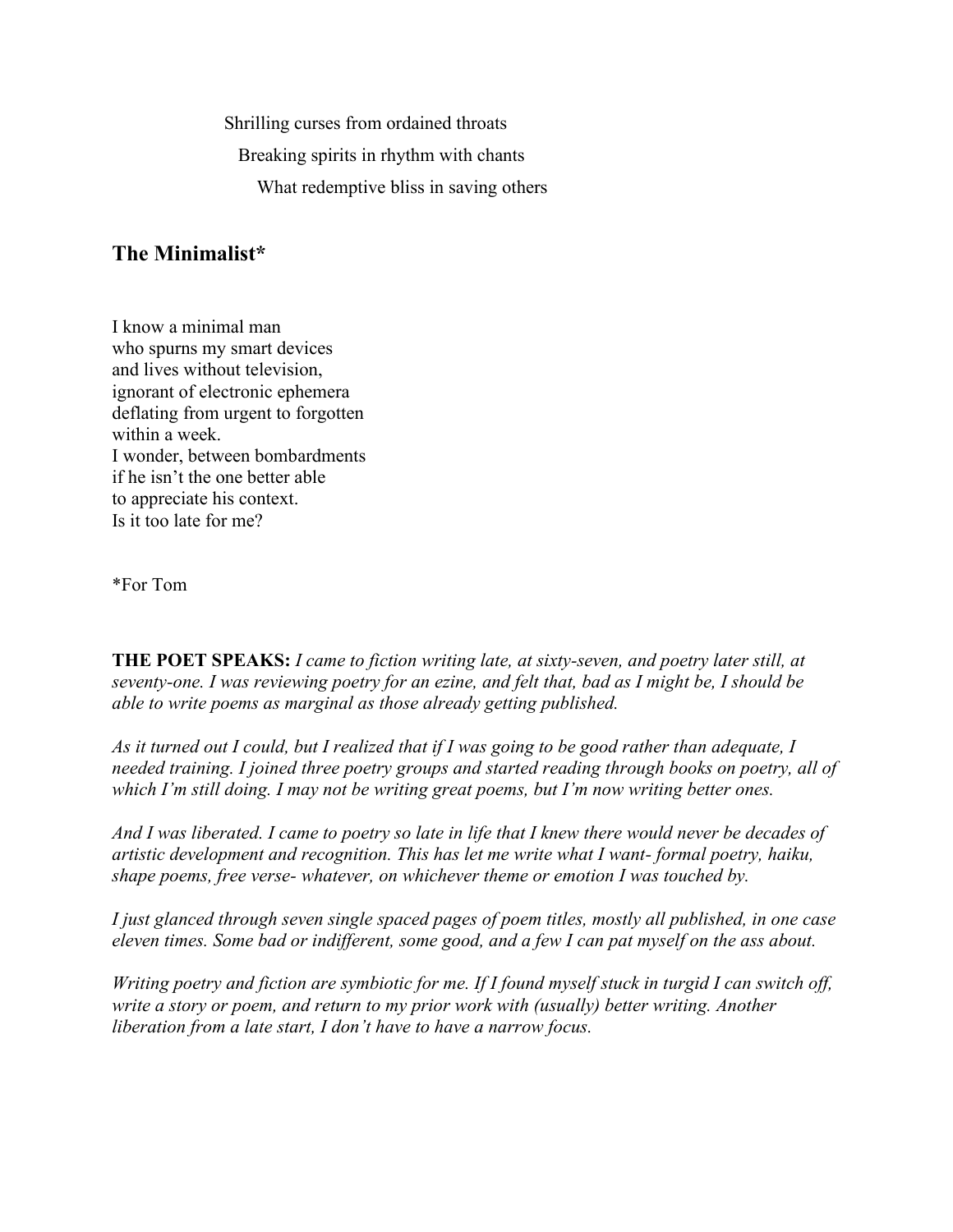Shrilling curses from ordained throats  
Breaking spirits in rhythm with chants  
What redemptive bliss in saving others

## The Minimalist*

I know a minimal man  
who spurns my smart devices  
and lives without television,  
ignorant of electronic ephemera  
deflating from urgent to forgotten  
within a week.  
I wonder, between bombardments  
if he isn't the one better able  
to appreciate his context.  
Is it too late for me?

*For Tom

**THE POET SPEAKS:** *I came to fiction writing late, at sixty-seven, and poetry later still, at seventy-one. I was reviewing poetry for an ezine, and felt that, bad as I might be, I should be able to write poems as marginal as those already getting published.*

*As it turned out I could, but I realized that if I was going to be good rather than adequate, I needed training. I joined three poetry groups and started reading through books on poetry, all of which I'm still doing. I may not be writing great poems, but I'm now writing better ones.*

*And I was liberated. I came to poetry so late in life that I knew there would never be decades of artistic development and recognition. This has let me write what I want- formal poetry, haiku, shape poems, free verse- whatever, on whichever theme or emotion I was touched by.*

*I just glanced through seven single spaced pages of poem titles, mostly all published, in one case eleven times. Some bad or indifferent, some good, and a few I can pat myself on the ass about.*

*Writing poetry and fiction are symbiotic for me. If I found myself stuck in turgid I can switch off, write a story or poem, and return to my prior work with (usually) better writing. Another liberation from a late start, I don't have to have a narrow focus.*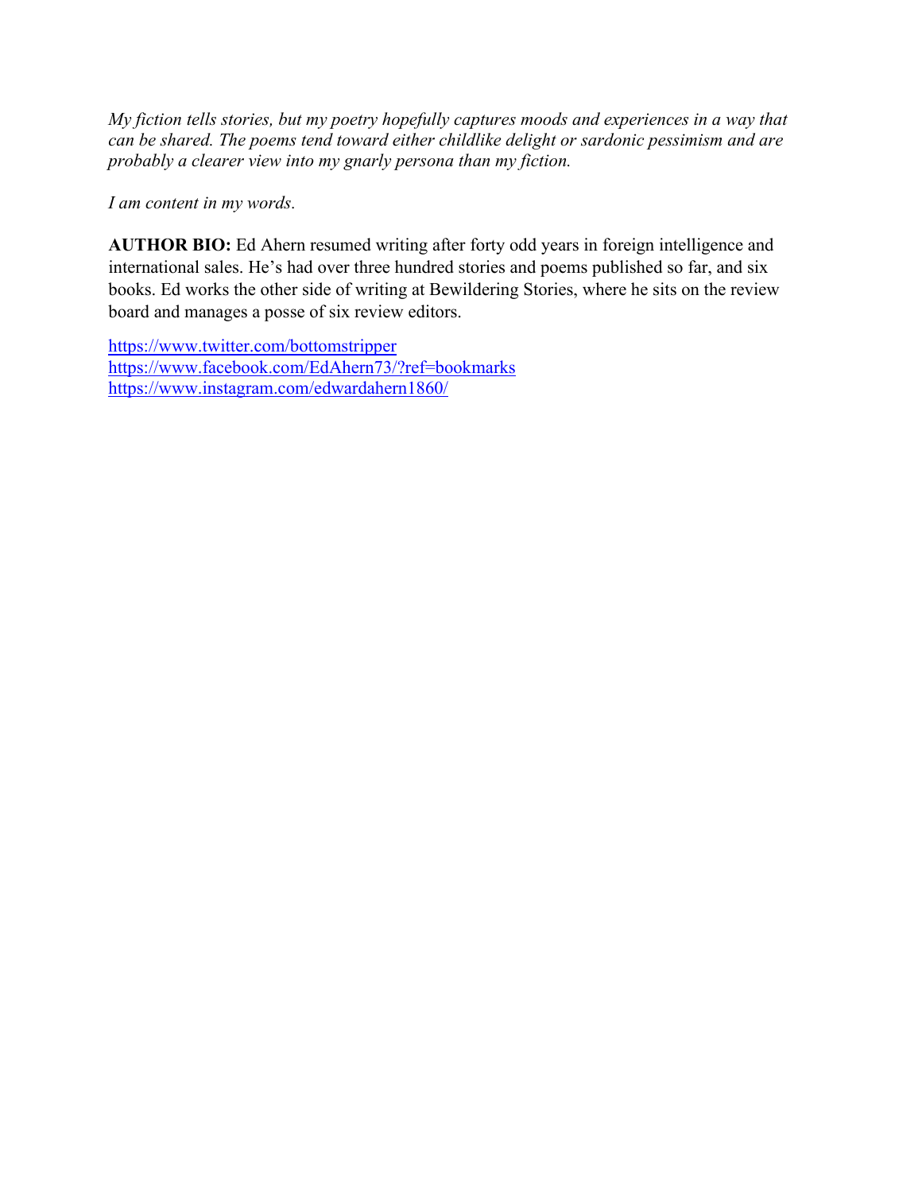*My fiction tells stories, but my poetry hopefully captures moods and experiences in a way that can be shared. The poems tend toward either childlike delight or sardonic pessimism and are probably a clearer view into my gnarly persona than my fiction.*

*I am content in my words.*

**AUTHOR BIO:** Ed Ahern resumed writing after forty odd years in foreign intelligence and international sales. He's had over three hundred stories and poems published so far, and six books. Ed works the other side of writing at Bewildering Stories, where he sits on the review board and manages a posse of six review editors.

https://www.twitter.com/bottomstripper
https://www.facebook.com/EdAhern73/?ref=bookmarks
https://www.instagram.com/edwardahern1860/